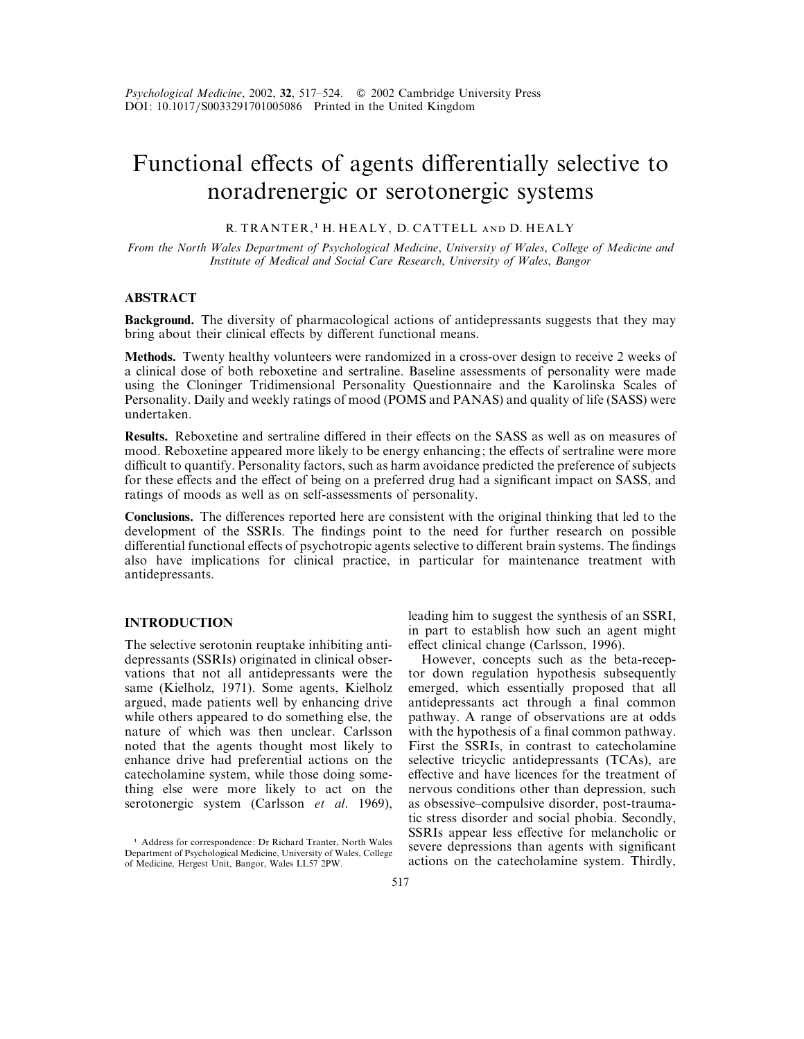# Functional effects of agents differentially selective to noradrenergic or serotonergic systems

R. TRANTER,[1] H. HEALY, D. CATTELL AND D. HEALY

*From the North Wales Department of Psychological Medicine, University of Wales, College of Medicine and Institute of Medical and Social Care Research, University of Wales, Bangor*

## ABSTRACT

**Background.** The diversity of pharmacological actions of antidepressants suggests that they may bring about their clinical effects by different functional means.

**Methods.** Twenty healthy volunteers were randomized in a cross-over design to receive 2 weeks of a clinical dose of both reboxetine and sertraline. Baseline assessments of personality were made using the Cloninger Tridimensional Personality Questionnaire and the Karolinska Scales of Personality. Daily and weekly ratings of mood (POMS and PANAS) and quality of life (SASS) were undertaken.

**Results.** Reboxetine and sertraline differed in their effects on the SASS as well as on measures of mood. Reboxetine appeared more likely to be energy enhancing; the effects of sertraline were more difficult to quantify. Personality factors, such as harm avoidance predicted the preference of subjects for these effects and the effect of being on a preferred drug had a significant impact on SASS, and ratings of moods as well as on self-assessments of personality.

**Conclusions.** The differences reported here are consistent with the original thinking that led to the development of the SSRIs. The findings point to the need for further research on possible differential functional effects of psychotropic agents selective to different brain systems. The findings also have implications for clinical practice, in particular for maintenance treatment with antidepressants.

## INTRODUCTION

The selective serotonin reuptake inhibiting antidepressants (SSRIs) originated in clinical observations that not all antidepressants were the same (Kielholz, 1971). Some agents, Kielholz argued, made patients well by enhancing drive while others appeared to do something else, the nature of which was then unclear. Carlsson noted that the agents thought most likely to enhance drive had preferential actions on the catecholamine system, while those doing something else were more likely to act on the serotonergic system (Carlsson *et al*. 1969), leading him to suggest the synthesis of an SSRI, in part to establish how such an agent might effect clinical change (Carlsson, 1996).

However, concepts such as the beta-receptor down regulation hypothesis subsequently emerged, which essentially proposed that all antidepressants act through a final common pathway. A range of observations are at odds with the hypothesis of a final common pathway. First the SSRIs, in contrast to catecholamine selective tricyclic antidepressants (TCAs), are effective and have licences for the treatment of nervous conditions other than depression, such as obsessive–compulsive disorder, post-traumatic stress disorder and social phobia. Secondly, SSRIs appear less effective for melancholic or severe depressions than agents with significant actions on the catecholamine system. Thirdly,

[1] Address for correspondence: Dr Richard Tranter, North Wales Department of Psychological Medicine, University of Wales, College of Medicine, Hergest Unit, Bangor, Wales LL57 2PW.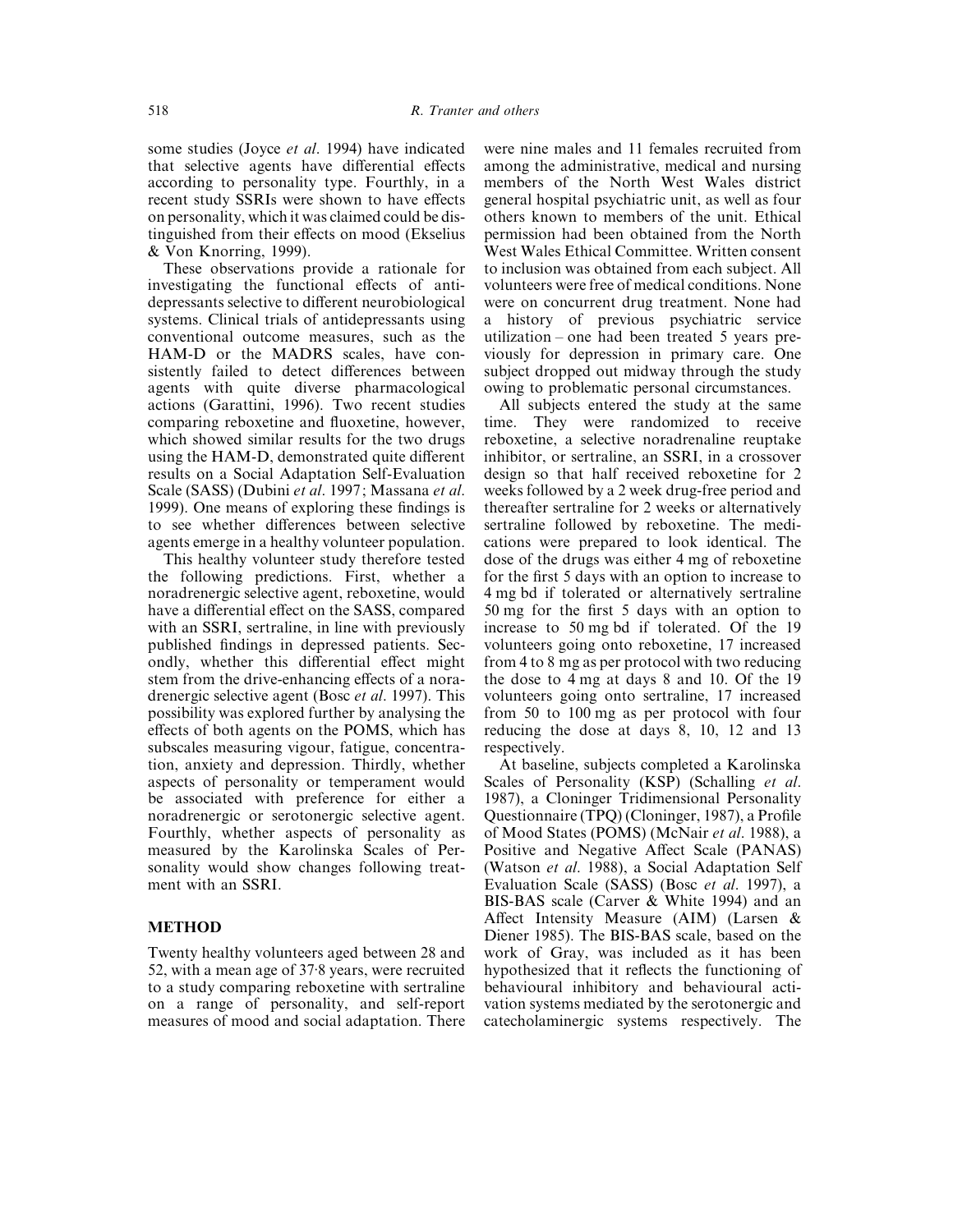some studies (Joyce *et al*. 1994) have indicated that selective agents have differential effects according to personality type. Fourthly, in a recent study SSRIs were shown to have effects on personality, which it was claimed could be distinguished from their effects on mood (Ekselius & Von Knorring, 1999).

These observations provide a rationale for investigating the functional effects of antidepressants selective to different neurobiological systems. Clinical trials of antidepressants using conventional outcome measures, such as the HAM-D or the MADRS scales, have consistently failed to detect differences between agents with quite diverse pharmacological actions (Garattini, 1996). Two recent studies comparing reboxetine and fluoxetine, however, which showed similar results for the two drugs using the HAM-D, demonstrated quite different results on a Social Adaptation Self-Evaluation Scale (SASS) (Dubini *et al*. 1997; Massana *et al*. 1999). One means of exploring these findings is to see whether differences between selective agents emerge in a healthy volunteer population.

This healthy volunteer study therefore tested the following predictions. First, whether a noradrenergic selective agent, reboxetine, would have a differential effect on the SASS, compared with an SSRI, sertraline, in line with previously published findings in depressed patients. Secondly, whether this differential effect might stem from the drive-enhancing effects of a noradrenergic selective agent (Bosc *et al*. 1997). This possibility was explored further by analysing the effects of both agents on the POMS, which has subscales measuring vigour, fatigue, concentration, anxiety and depression. Thirdly, whether aspects of personality or temperament would be associated with preference for either a noradrenergic or serotonergic selective agent. Fourthly, whether aspects of personality as measured by the Karolinska Scales of Personality would show changes following treatment with an SSRI.

## METHOD

Twenty healthy volunteers aged between 28 and 52, with a mean age of 37·8 years, were recruited to a study comparing reboxetine with sertraline on a range of personality, and self-report measures of mood and social adaptation. There were nine males and 11 females recruited from among the administrative, medical and nursing members of the North West Wales district general hospital psychiatric unit, as well as four others known to members of the unit. Ethical permission had been obtained from the North West Wales Ethical Committee. Written consent to inclusion was obtained from each subject. All volunteers were free of medical conditions. None were on concurrent drug treatment. None had a history of previous psychiatric service utilization – one had been treated 5 years previously for depression in primary care. One subject dropped out midway through the study owing to problematic personal circumstances.

All subjects entered the study at the same time. They were randomized to receive reboxetine, a selective noradrenaline reuptake inhibitor, or sertraline, an SSRI, in a crossover design so that half received reboxetine for 2 weeks followed by a 2 week drug-free period and thereafter sertraline for 2 weeks or alternatively sertraline followed by reboxetine. The medications were prepared to look identical. The dose of the drugs was either 4 mg of reboxetine for the first 5 days with an option to increase to 4 mg bd if tolerated or alternatively sertraline 50 mg for the first 5 days with an option to increase to 50 mg bd if tolerated. Of the 19 volunteers going onto reboxetine, 17 increased from 4 to 8 mg as per protocol with two reducing the dose to 4 mg at days 8 and 10. Of the 19 volunteers going onto sertraline, 17 increased from 50 to 100 mg as per protocol with four reducing the dose at days 8, 10, 12 and 13 respectively.

At baseline, subjects completed a Karolinska Scales of Personality (KSP) (Schalling *et al*. 1987), a Cloninger Tridimensional Personality Questionnaire (TPQ) (Cloninger, 1987), a Profile of Mood States (POMS) (McNair *et al*. 1988), a Positive and Negative Affect Scale (PANAS) (Watson *et al*. 1988), a Social Adaptation Self Evaluation Scale (SASS) (Bosc *et al*. 1997), a BIS-BAS scale (Carver & White 1994) and an Affect Intensity Measure (AIM) (Larsen & Diener 1985). The BIS-BAS scale, based on the work of Gray, was included as it has been hypothesized that it reflects the functioning of behavioural inhibitory and behavioural activation systems mediated by the serotonergic and catecholaminergic systems respectively. The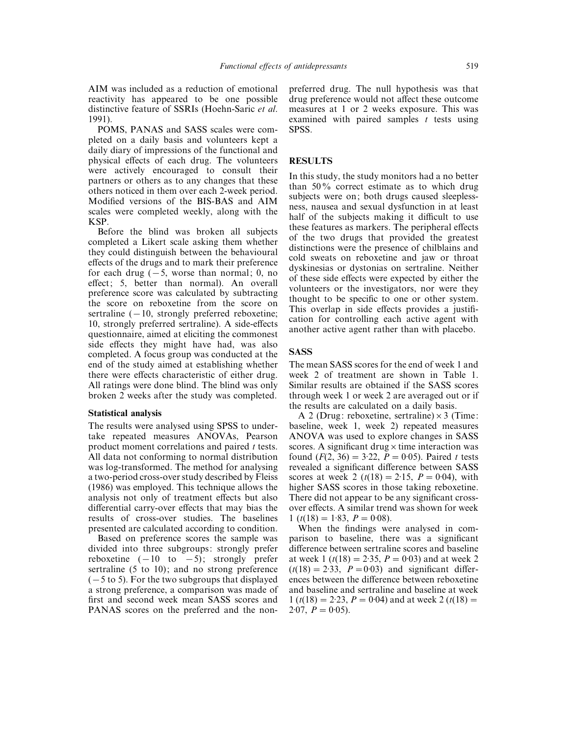AIM was included as a reduction of emotional reactivity has appeared to be one possible distinctive feature of SSRIs (Hoehn-Saric *et al.* 1991).

POMS, PANAS and SASS scales were completed on a daily basis and volunteers kept a daily diary of impressions of the functional and physical effects of each drug. The volunteers were actively encouraged to consult their partners or others as to any changes that these others noticed in them over each 2-week period. Modified versions of the BIS-BAS and AIM scales were completed weekly, along with the KSP.

Before the blind was broken all subjects completed a Likert scale asking them whether they could distinguish between the behavioural effects of the drugs and to mark their preference for each drug (−5, worse than normal; 0, no effect; 5, better than normal). An overall preference score was calculated by subtracting the score on reboxetine from the score on sertraline (−10, strongly preferred reboxetine; 10, strongly preferred sertraline). A side-effects questionnaire, aimed at eliciting the commonest side effects they might have had, was also completed. A focus group was conducted at the end of the study aimed at establishing whether there were effects characteristic of either drug. All ratings were done blind. The blind was only broken 2 weeks after the study was completed.

### Statistical analysis

The results were analysed using SPSS to undertake repeated measures ANOVAs, Pearson product moment correlations and paired *t* tests. All data not conforming to normal distribution was log-transformed. The method for analysing a two-period cross-over study described by Fleiss (1986) was employed. This technique allows the analysis not only of treatment effects but also differential carry-over effects that may bias the results of cross-over studies. The baselines presented are calculated according to condition.

Based on preference scores the sample was divided into three subgroups: strongly prefer reboxetine (−10 to −5); strongly prefer sertraline (5 to 10); and no strong preference (−5 to 5). For the two subgroups that displayed a strong preference, a comparison was made of first and second week mean SASS scores and PANAS scores on the preferred and the non-preferred drug. The null hypothesis was that drug preference would not affect these outcome measures at 1 or 2 weeks exposure. This was examined with paired samples *t* tests using SPSS.

## RESULTS

In this study, the study monitors had a no better than 50% correct estimate as to which drug subjects were on; both drugs caused sleeplessness, nausea and sexual dysfunction in at least half of the subjects making it difficult to use these features as markers. The peripheral effects of the two drugs that provided the greatest distinctions were the presence of chilblains and cold sweats on reboxetine and jaw or throat dyskinesias or dystonias on sertraline. Neither of these side effects were expected by either the volunteers or the investigators, nor were they thought to be specific to one or other system. This overlap in side effects provides a justification for controlling each active agent with another active agent rather than with placebo.

### SASS

The mean SASS scores for the end of week 1 and week 2 of treatment are shown in Table 1. Similar results are obtained if the SASS scores through week 1 or week 2 are averaged out or if the results are calculated on a daily basis.

A 2 (Drug: reboxetine, sertraline) × 3 (Time: baseline, week 1, week 2) repeated measures ANOVA was used to explore changes in SASS scores. A significant drug × time interaction was found ($F(2, 36) = 3{\cdot}22$, $P = 0{\cdot}05$). Paired *t* tests revealed a significant difference between SASS scores at week 2 ($t(18) = 2{\cdot}15$, $P = 0{\cdot}04$), with higher SASS scores in those taking reboxetine. There did not appear to be any significant crossover effects. A similar trend was shown for week 1 ($t(18) = 1{\cdot}83$, $P = 0{\cdot}08$).

When the findings were analysed in comparison to baseline, there was a significant difference between sertraline scores and baseline at week 1 ($t(18) = 2{\cdot}35$, $P = 0{\cdot}03$) and at week 2 ($t(18) = 2{\cdot}33$, $P = 0{\cdot}03$) and significant differences between the difference between reboxetine and baseline and sertraline and baseline at week 1 ($t(18) = 2{\cdot}23$, $P = 0{\cdot}04$) and at week 2 ($t(18) = 2{\cdot}07$, $P = 0{\cdot}05$).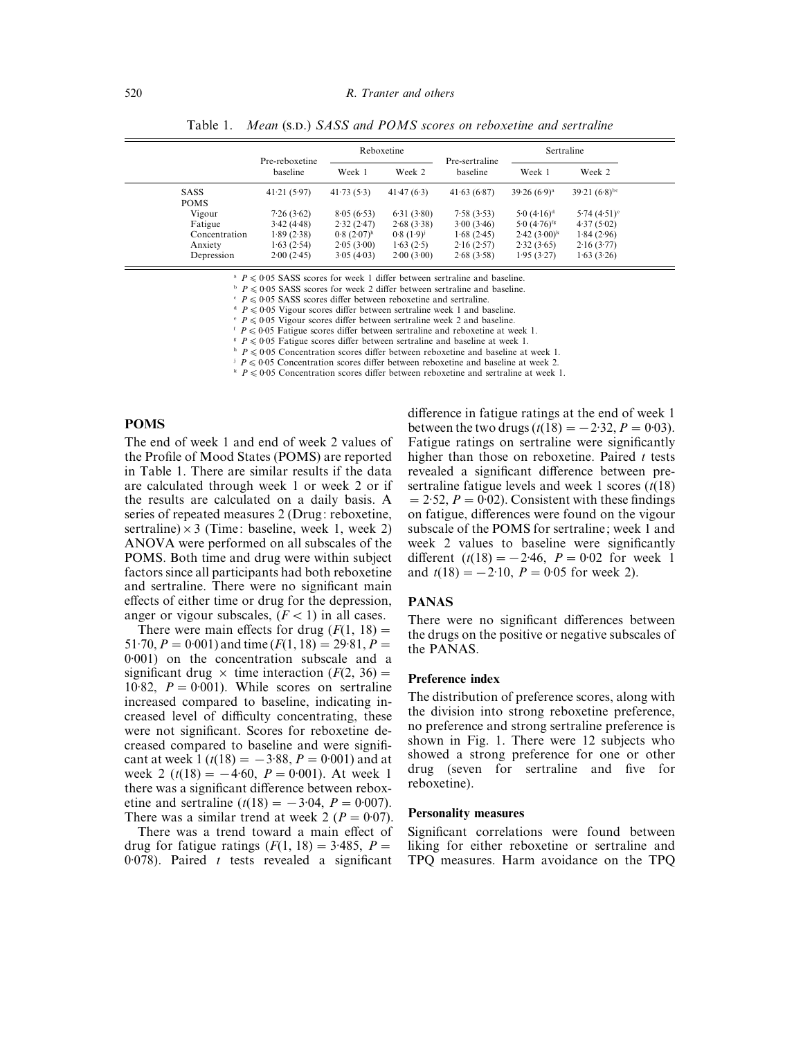Table 1. *Mean* (S.D.) *SASS and POMS scores on reboxetine and sertraline*

| | Pre-reboxetine baseline | Reboxetine | | Pre-sertraline baseline | Sertraline | |
|---|---|---|---|---|---|---|
| | | Week 1 | Week 2 | | Week 1 | Week 2 |
| SASS | 41·21 (5·97) | 41·73 (5·3) | 41·47 (6·3) | 41·63 (6·87) | 39·26 (6·9)[a] | 39·21 (6·8)[bc] |
| POMS | | | | | | |
| Vigour | 7·26 (3·62) | 8·05 (6·53) | 6·31 (3·80) | 7·58 (3·53) | 5·0 (4·16)[d] | 5·74 (4·51)[e] |
| Fatigue | 3·42 (4·48) | 2·32 (2·47) | 2·68 (3·38) | 3·00 (3·46) | 5·0 (4·76)[fg] | 4·37 (5·02) |
| Concentration | 1·89 (2·38) | 0·8 (2·07)[h] | 0·8 (1·9)[j] | 1·68 (2·45) | 2·42 (3·00)[k] | 1·84 (2·96) |
| Anxiety | 1·63 (2·54) | 2·05 (3·00) | 1·63 (2·5) | 2·16 (2·57) | 2·32 (3·65) | 2·16 (3·77) |
| Depression | 2·00 (2·45) | 3·05 (4·03) | 2·00 (3·00) | 2·68 (3·58) | 1·95 (3·27) | 1·63 (3·26) |

[a] $P \leqslant 0·05$ SASS scores for week 1 differ between sertraline and baseline.
[b] $P \leqslant 0·05$ SASS scores for week 2 differ between sertraline and baseline.
[c] $P \leqslant 0·05$ SASS scores differ between reboxetine and sertraline.
[d] $P \leqslant 0·05$ Vigour scores differ between sertraline week 1 and baseline.
[e] $P \leqslant 0·05$ Vigour scores differ between sertraline week 2 and baseline.
[f] $P \leqslant 0·05$ Fatigue scores differ between sertraline and reboxetine at week 1.
[g] $P \leqslant 0·05$ Fatigue scores differ between sertraline and baseline at week 1.
[h] $P \leqslant 0·05$ Concentration scores differ between reboxetine and baseline at week 1.
[j] $P \leqslant 0·05$ Concentration scores differ between reboxetine and baseline at week 2.
[k] $P \leqslant 0·05$ Concentration scores differ between reboxetine and sertraline at week 1.

## POMS

The end of week 1 and end of week 2 values of the Profile of Mood States (POMS) are reported in Table 1. There are similar results if the data are calculated through week 1 or week 2 or if the results are calculated on a daily basis. A series of repeated measures 2 (Drug: reboxetine, sertraline) × 3 (Time: baseline, week 1, week 2) ANOVA were performed on all subscales of the POMS. Both time and drug were within subject factors since all participants had both reboxetine and sertraline. There were no significant main effects of either time or drug for the depression, anger or vigour subscales, ($F < 1$) in all cases.

There were main effects for drug ($F(1, 18) = 51·70$, $P = 0·001$) and time ($F(1, 18) = 29·81$, $P = 0·001$) on the concentration subscale and a significant drug × time interaction ($F(2, 36) = 10·82$, $P = 0·001$). While scores on sertraline increased compared to baseline, indicating increased level of difficulty concentrating, these were not significant. Scores for reboxetine decreased compared to baseline and were significant at week 1 ($t(18) = -3·88$, $P = 0·001$) and at week 2 ($t(18) = -4·60$, $P = 0·001$). At week 1 there was a significant difference between reboxetine and sertraline ($t(18) = -3·04$, $P = 0·007$). There was a similar trend at week 2 ($P = 0·07$).

There was a trend toward a main effect of drug for fatigue ratings ($F(1, 18) = 3·485$, $P = 0·078$). Paired *t* tests revealed a significant difference in fatigue ratings at the end of week 1 between the two drugs ($t(18) = -2·32$, $P = 0·03$). Fatigue ratings on sertraline were significantly higher than those on reboxetine. Paired *t* tests revealed a significant difference between pre-sertraline fatigue levels and week 1 scores ($t(18) = 2·52$, $P = 0·02$). Consistent with these findings on fatigue, differences were found on the vigour subscale of the POMS for sertraline; week 1 and week 2 values to baseline were significantly different ($t(18) = -2·46$, $P = 0·02$ for week 1 and $t(18) = -2·10$, $P = 0·05$ for week 2).

## PANAS

There were no significant differences between the drugs on the positive or negative subscales of the PANAS.

### Preference index

The distribution of preference scores, along with the division into strong reboxetine preference, no preference and strong sertraline preference is shown in Fig. 1. There were 12 subjects who showed a strong preference for one or other drug (seven for sertraline and five for reboxetine).

### Personality measures

Significant correlations were found between liking for either reboxetine or sertraline and TPQ measures. Harm avoidance on the TPQ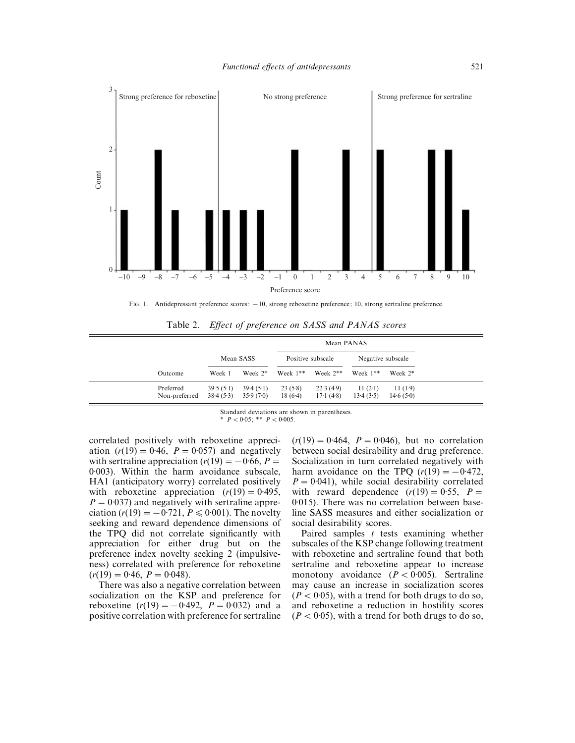Fig. 1. Antidepressant preference scores: −10, strong reboxetine preference; 10, strong sertraline preference.

Table 2. *Effect of preference on SASS and PANAS scores*

| Outcome | Mean SASS | | Mean PANAS | | | |
|---|---|---|---|---|---|---|
| | | | Positive subscale | | Negative subscale | |
| | Week 1 | Week 2* | Week 1** | Week 2** | Week 1** | Week 2* |
| Preferred | 39·5 (5·1) | 39·4 (5·1) | 23 (5·8) | 22·3 (4·9) | 11 (2·1) | 11 (1·9) |
| Non-preferred | 38·4 (5·3) | 35·9 (7·0) | 18 (6·4) | 17·1 (4·8) | 13·4 (3·5) | 14·6 (5·0) |

Standard deviations are shown in parentheses.
* $P < 0·05$; ** $P < 0·005$.

correlated positively with reboxetine appreciation ($r(19) = 0·46$, $P = 0·057$) and negatively with sertraline appreciation ($r(19) = -0·66$, $P = 0·003$). Within the harm avoidance subscale, HA1 (anticipatory worry) correlated positively with reboxetine appreciation ($r(19) = 0·495$, $P = 0·037$) and negatively with sertraline appreciation ($r(19) = -0·721$, $P \leqslant 0·001$). The novelty seeking and reward dependence dimensions of the TPQ did not correlate significantly with appreciation for either drug but on the preference index novelty seeking 2 (impulsiveness) correlated with preference for reboxetine ($r(19) = 0·46$, $P = 0·048$).

There was also a negative correlation between socialization on the KSP and preference for reboxetine ($r(19) = -0·492$, $P = 0·032$) and a positive correlation with preference for sertraline ($r(19) = 0·464$, $P = 0·046$), but no correlation between social desirability and drug preference. Socialization in turn correlated negatively with harm avoidance on the TPQ ($r(19) = -0·472$, $P = 0·041$), while social desirability correlated with reward dependence ($r(19) = 0·55$, $P = 0·015$). There was no correlation between baseline SASS measures and either socialization or social desirability scores.

Paired samples *t* tests examining whether subscales of the KSP change following treatment with reboxetine and sertraline found that both sertraline and reboxetine appear to increase monotony avoidance ($P < 0·005$). Sertraline may cause an increase in socialization scores ($P < 0·05$), with a trend for both drugs to do so, and reboxetine a reduction in hostility scores ($P < 0·05$), with a trend for both drugs to do so,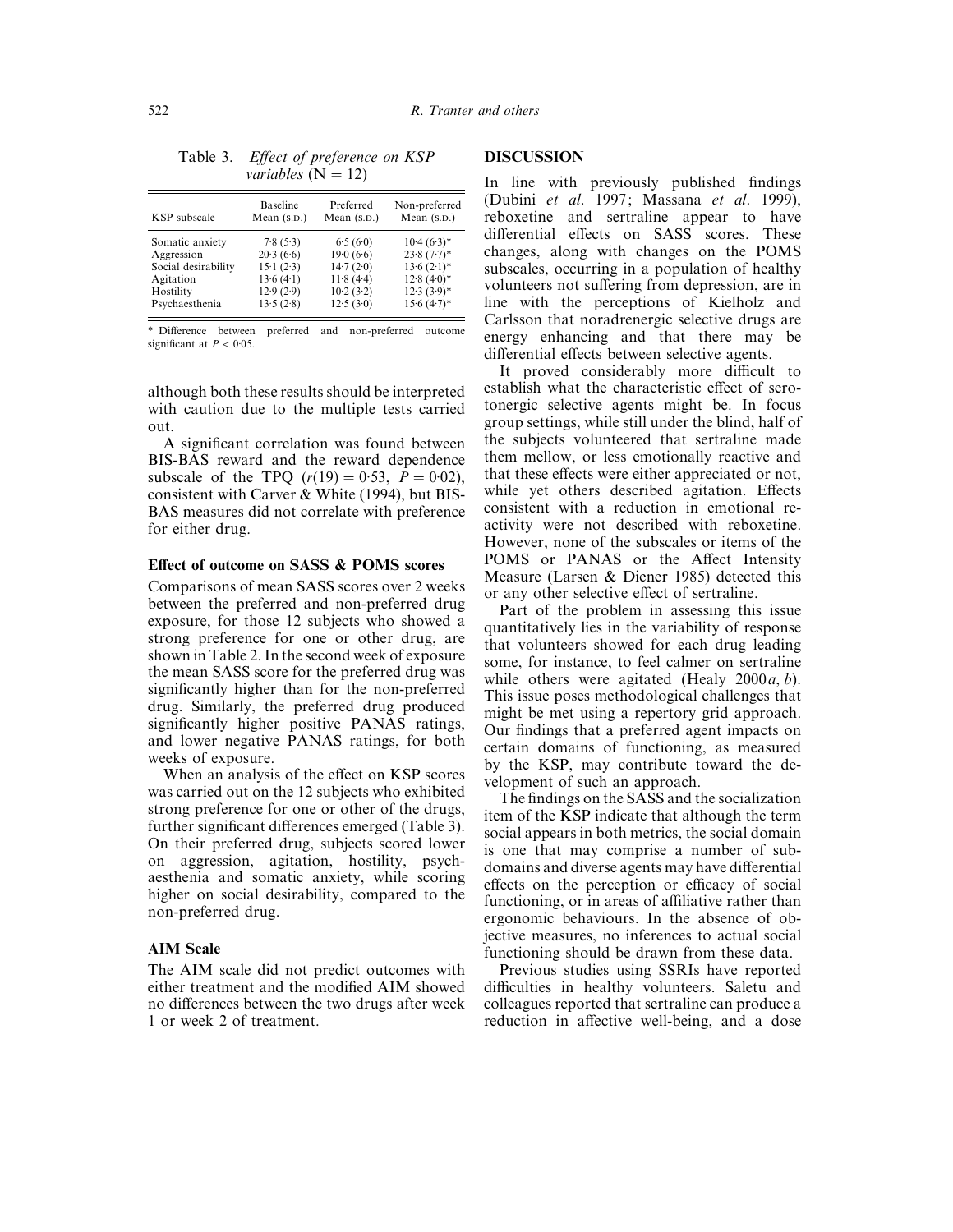Table 3. *Effect of preference on KSP variables* (N = 12)

| KSP subscale | Baseline Mean (S.D.) | Preferred Mean (S.D.) | Non-preferred Mean (S.D.) |
|---|---|---|---|
| Somatic anxiety | 7·8 (5·3) | 6·5 (6·0) | 10·4 (6·3)* |
| Aggression | 20·3 (6·6) | 19·0 (6·6) | 23·8 (7·7)* |
| Social desirability | 15·1 (2·3) | 14·7 (2·0) | 13·6 (2·1)* |
| Agitation | 13·6 (4·1) | 11·8 (4·4) | 12·8 (4·0)* |
| Hostility | 12·9 (2·9) | 10·2 (3·2) | 12·3 (3·9)* |
| Psychaesthenia | 13·5 (2·8) | 12·5 (3·0) | 15·6 (4·7)* |

* Difference between preferred and non-preferred outcome significant at $P < 0·05$.

although both these results should be interpreted with caution due to the multiple tests carried out.

A significant correlation was found between BIS-BAS reward and the reward dependence subscale of the TPQ ($r(19) = 0·53$, $P = 0·02$), consistent with Carver & White (1994), but BIS-BAS measures did not correlate with preference for either drug.

### Effect of outcome on SASS & POMS scores

Comparisons of mean SASS scores over 2 weeks between the preferred and non-preferred drug exposure, for those 12 subjects who showed a strong preference for one or other drug, are shown in Table 2. In the second week of exposure the mean SASS score for the preferred drug was significantly higher than for the non-preferred drug. Similarly, the preferred drug produced significantly higher positive PANAS ratings, and lower negative PANAS ratings, for both weeks of exposure.

When an analysis of the effect on KSP scores was carried out on the 12 subjects who exhibited strong preference for one or other of the drugs, further significant differences emerged (Table 3). On their preferred drug, subjects scored lower on aggression, agitation, hostility, psychaesthenia and somatic anxiety, while scoring higher on social desirability, compared to the non-preferred drug.

### AIM Scale

The AIM scale did not predict outcomes with either treatment and the modified AIM showed no differences between the two drugs after week 1 or week 2 of treatment.

## DISCUSSION

In line with previously published findings (Dubini *et al.* 1997; Massana *et al.* 1999), reboxetine and sertraline appear to have differential effects on SASS scores. These changes, along with changes on the POMS subscales, occurring in a population of healthy volunteers not suffering from depression, are in line with the perceptions of Kielholz and Carlsson that noradrenergic selective drugs are energy enhancing and that there may be differential effects between selective agents.

It proved considerably more difficult to establish what the characteristic effect of serotonergic selective agents might be. In focus group settings, while still under the blind, half of the subjects volunteered that sertraline made them mellow, or less emotionally reactive and that these effects were either appreciated or not, while yet others described agitation. Effects consistent with a reduction in emotional reactivity were not described with reboxetine. However, none of the subscales or items of the POMS or PANAS or the Affect Intensity Measure (Larsen & Diener 1985) detected this or any other selective effect of sertraline.

Part of the problem in assessing this issue quantitatively lies in the variability of response that volunteers showed for each drug leading some, for instance, to feel calmer on sertraline while others were agitated (Healy 2000*a*, *b*). This issue poses methodological challenges that might be met using a repertory grid approach. Our findings that a preferred agent impacts on certain domains of functioning, as measured by the KSP, may contribute toward the development of such an approach.

The findings on the SASS and the socialization item of the KSP indicate that although the term social appears in both metrics, the social domain is one that may comprise a number of subdomains and diverse agents may have differential effects on the perception or efficacy of social functioning, or in areas of affiliative rather than ergonomic behaviours. In the absence of objective measures, no inferences to actual social functioning should be drawn from these data.

Previous studies using SSRIs have reported difficulties in healthy volunteers. Saletu and colleagues reported that sertraline can produce a reduction in affective well-being, and a dose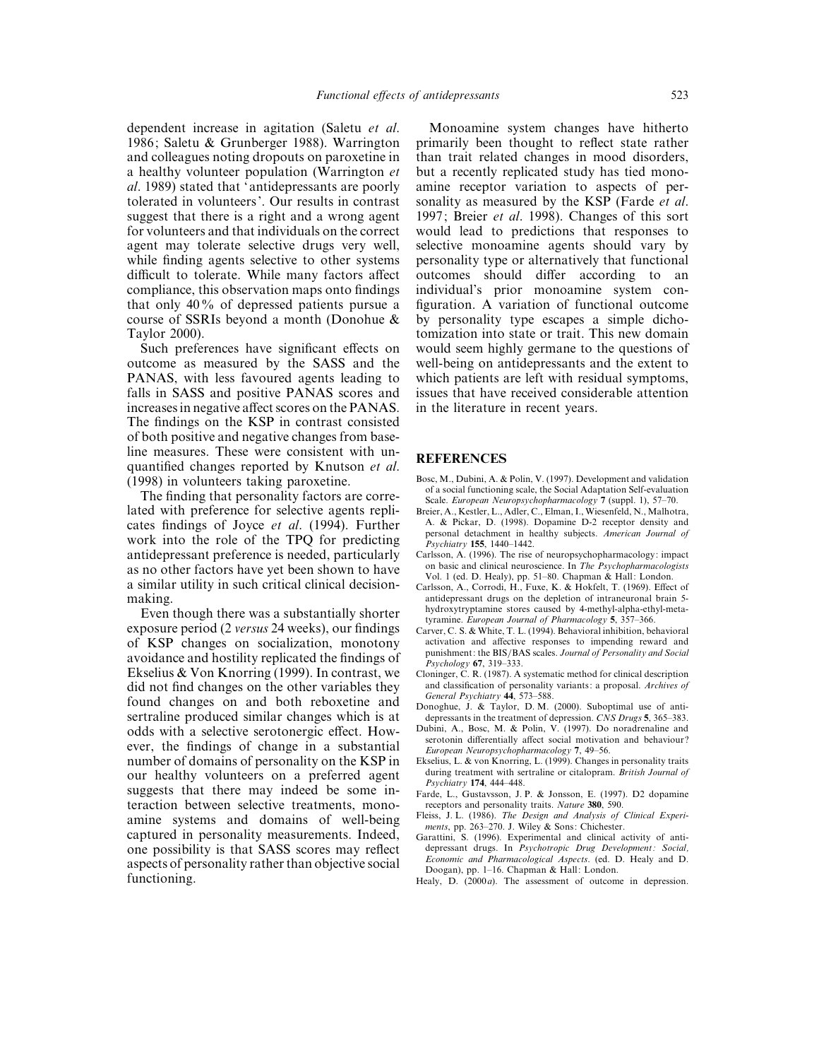dependent increase in agitation (Saletu *et al.* 1986; Saletu & Grunberger 1988). Warrington and colleagues noting dropouts on paroxetine in a healthy volunteer population (Warrington *et al.* 1989) stated that 'antidepressants are poorly tolerated in volunteers'. Our results in contrast suggest that there is a right and a wrong agent for volunteers and that individuals on the correct agent may tolerate selective drugs very well, while finding agents selective to other systems difficult to tolerate. While many factors affect compliance, this observation maps onto findings that only 40% of depressed patients pursue a course of SSRIs beyond a month (Donohue & Taylor 2000).

Such preferences have significant effects on outcome as measured by the SASS and the PANAS, with less favoured agents leading to falls in SASS and positive PANAS scores and increases in negative affect scores on the PANAS. The findings on the KSP in contrast consisted of both positive and negative changes from baseline measures. These were consistent with unquantified changes reported by Knutson *et al.* (1998) in volunteers taking paroxetine.

The finding that personality factors are correlated with preference for selective agents replicates findings of Joyce *et al.* (1994). Further work into the role of the TPQ for predicting antidepressant preference is needed, particularly as no other factors have yet been shown to have a similar utility in such critical clinical decision-making.

Even though there was a substantially shorter exposure period (2 *versus* 24 weeks), our findings of KSP changes on socialization, monotony avoidance and hostility replicated the findings of Ekselius & Von Knorring (1999). In contrast, we did not find changes on the other variables they found changes on and both reboxetine and sertraline produced similar changes which is at odds with a selective serotonergic effect. However, the findings of change in a substantial number of domains of personality on the KSP in our healthy volunteers on a preferred agent suggests that there may indeed be some interaction between selective treatments, monoamine systems and domains of well-being captured in personality measurements. Indeed, one possibility is that SASS scores may reflect aspects of personality rather than objective social functioning.

Monoamine system changes have hitherto primarily been thought to reflect state rather than trait related changes in mood disorders, but a recently replicated study has tied monoamine receptor variation to aspects of personality as measured by the KSP (Farde *et al.* 1997; Breier *et al.* 1998). Changes of this sort would lead to predictions that responses to selective monoamine agents should vary by personality type or alternatively that functional outcomes should differ according to an individual's prior monoamine system configuration. A variation of functional outcome by personality type escapes a simple dichotomization into state or trait. This new domain would seem highly germane to the questions of well-being on antidepressants and the extent to which patients are left with residual symptoms, issues that have received considerable attention in the literature in recent years.

## REFERENCES

Bosc, M., Dubini, A. & Polin, V. (1997). Development and validation of a social functioning scale, the Social Adaptation Self-evaluation Scale. *European Neuropsychopharmacology* **7** (suppl. 1), 57–70.

Breier, A., Kestler, L., Adler, C., Elman, I., Wiesenfeld, N., Malhotra, A. & Pickar, D. (1998). Dopamine D-2 receptor density and personal detachment in healthy subjects. *American Journal of Psychiatry* **155**, 1440–1442.

Carlsson, A. (1996). The rise of neuropsychopharmacology: impact on basic and clinical neuroscience. In *The Psychopharmacologists* Vol. 1 (ed. D. Healy), pp. 51–80. Chapman & Hall: London.

Carlsson, A., Corrodi, H., Fuxe, K. & Hokfelt, T. (1969). Effect of antidepressant drugs on the depletion of intraneuronal brain 5-hydroxytryptamine stores caused by 4-methyl-alpha-ethyl-meta-tyramine. *European Journal of Pharmacology* **5**, 357–366.

Carver, C. S. & White, T. L. (1994). Behavioral inhibition, behavioral activation and affective responses to impending reward and punishment: the BIS/BAS scales. *Journal of Personality and Social Psychology* **67**, 319–333.

Cloninger, C. R. (1987). A systematic method for clinical description and classification of personality variants: a proposal. *Archives of General Psychiatry* **44**, 573–588.

Donoghue, J. & Taylor, D. M. (2000). Suboptimal use of antidepressants in the treatment of depression. *CNS Drugs* **5**, 365–383.

Dubini, A., Bosc, M. & Polin, V. (1997). Do noradrenaline and serotonin differentially affect social motivation and behaviour? *European Neuropsychopharmacology* **7**, 49–56.

Ekselius, L. & von Knorring, L. (1999). Changes in personality traits during treatment with sertraline or citalopram. *British Journal of Psychiatry* **174**, 444–448.

Farde, L., Gustavsson, J. P. & Jonsson, E. (1997). D2 dopamine receptors and personality traits. *Nature* **380**, 590.

Fleiss, J. L. (1986). *The Design and Analysis of Clinical Experiments*, pp. 263–270. J. Wiley & Sons: Chichester.

Garattini, S. (1996). Experimental and clinical activity of antidepressant drugs. In *Psychotropic Drug Development: Social, Economic and Pharmacological Aspects*. (ed. D. Healy and D. Doogan), pp. 1–16. Chapman & Hall: London.

Healy, D. (2000*a*). The assessment of outcome in depression.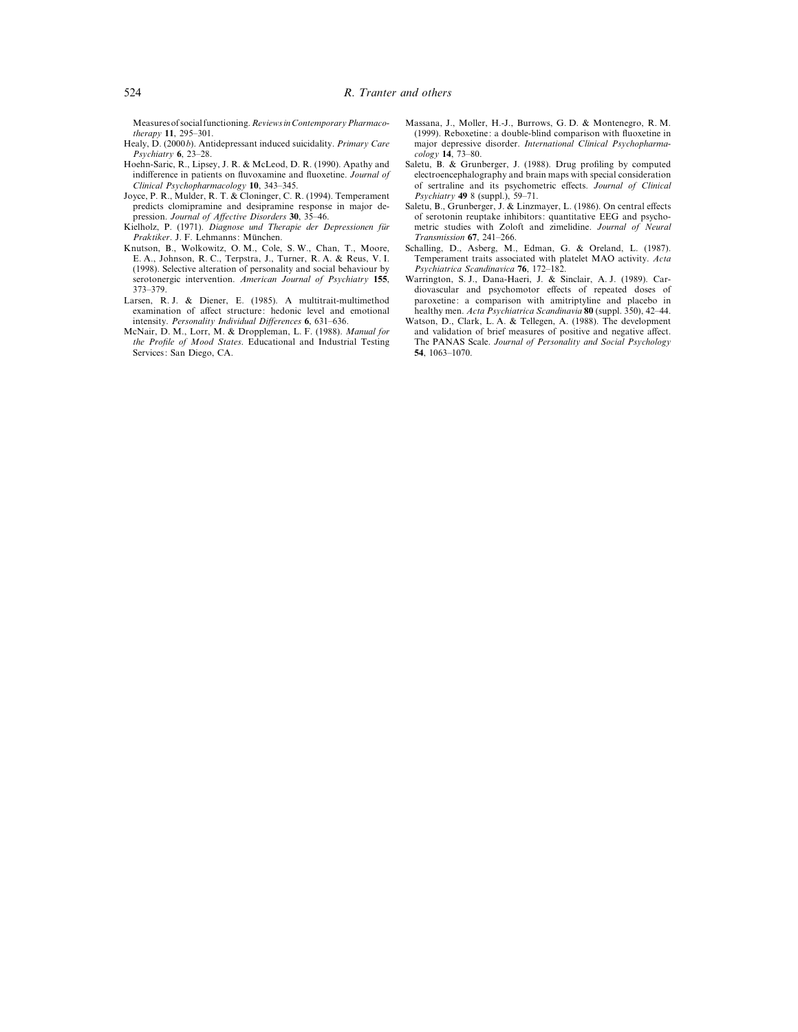Measures of social functioning. *Reviews in Contemporary Pharmacotherapy* **11**, 295–301.

Healy, D. (2000*b*). Antidepressant induced suicidality. *Primary Care Psychiatry* **6**, 23–28.

Hoehn-Saric, R., Lipsey, J. R. & McLeod, D. R. (1990). Apathy and indifference in patients on fluvoxamine and fluoxetine. *Journal of Clinical Psychopharmacology* **10**, 343–345.

Joyce, P. R., Mulder, R. T. & Cloninger, C. R. (1994). Temperament predicts clomipramine and desipramine response in major depression. *Journal of Affective Disorders* **30**, 35–46.

Kielholz, P. (1971). *Diagnose und Therapie der Depressionen für Praktiker*. J. F. Lehmanns: München.

Knutson, B., Wolkowitz, O. M., Cole, S. W., Chan, T., Moore, E. A., Johnson, R. C., Terpstra, J., Turner, R. A. & Reus, V. I. (1998). Selective alteration of personality and social behaviour by serotonergic intervention. *American Journal of Psychiatry* **155**, 373–379.

Larsen, R. J. & Diener, E. (1985). A multitrait-multimethod examination of affect structure: hedonic level and emotional intensity. *Personality Individual Differences* **6**, 631–636.

McNair, D. M., Lorr, M. & Droppleman, L. F. (1988). *Manual for the Profile of Mood States*. Educational and Industrial Testing Services: San Diego, CA.

Massana, J., Moller, H.-J., Burrows, G. D. & Montenegro, R. M. (1999). Reboxetine: a double-blind comparison with fluoxetine in major depressive disorder. *International Clinical Psychopharmacology* **14**, 73–80.

Saletu, B. & Grunberger, J. (1988). Drug profiling by computed electroencephalography and brain maps with special consideration of sertraline and its psychometric effects. *Journal of Clinical Psychiatry* **49** 8 (suppl.), 59–71.

Saletu, B., Grunberger, J. & Linzmayer, L. (1986). On central effects of serotonin reuptake inhibitors: quantitative EEG and psychometric studies with Zoloft and zimelidine. *Journal of Neural Transmission* **67**, 241–266.

Schalling, D., Asberg, M., Edman, G. & Oreland, L. (1987). Temperament traits associated with platelet MAO activity. *Acta Psychiatrica Scandinavica* **76**, 172–182.

Warrington, S. J., Dana-Haeri, J. & Sinclair, A. J. (1989). Cardiovascular and psychomotor effects of repeated doses of paroxetine: a comparison with amitriptyline and placebo in healthy men. *Acta Psychiatrica Scandinavia* **80** (suppl. 350), 42–44.

Watson, D., Clark, L. A. & Tellegen, A. (1988). The development and validation of brief measures of positive and negative affect. The PANAS Scale. *Journal of Personality and Social Psychology* **54**, 1063–1070.